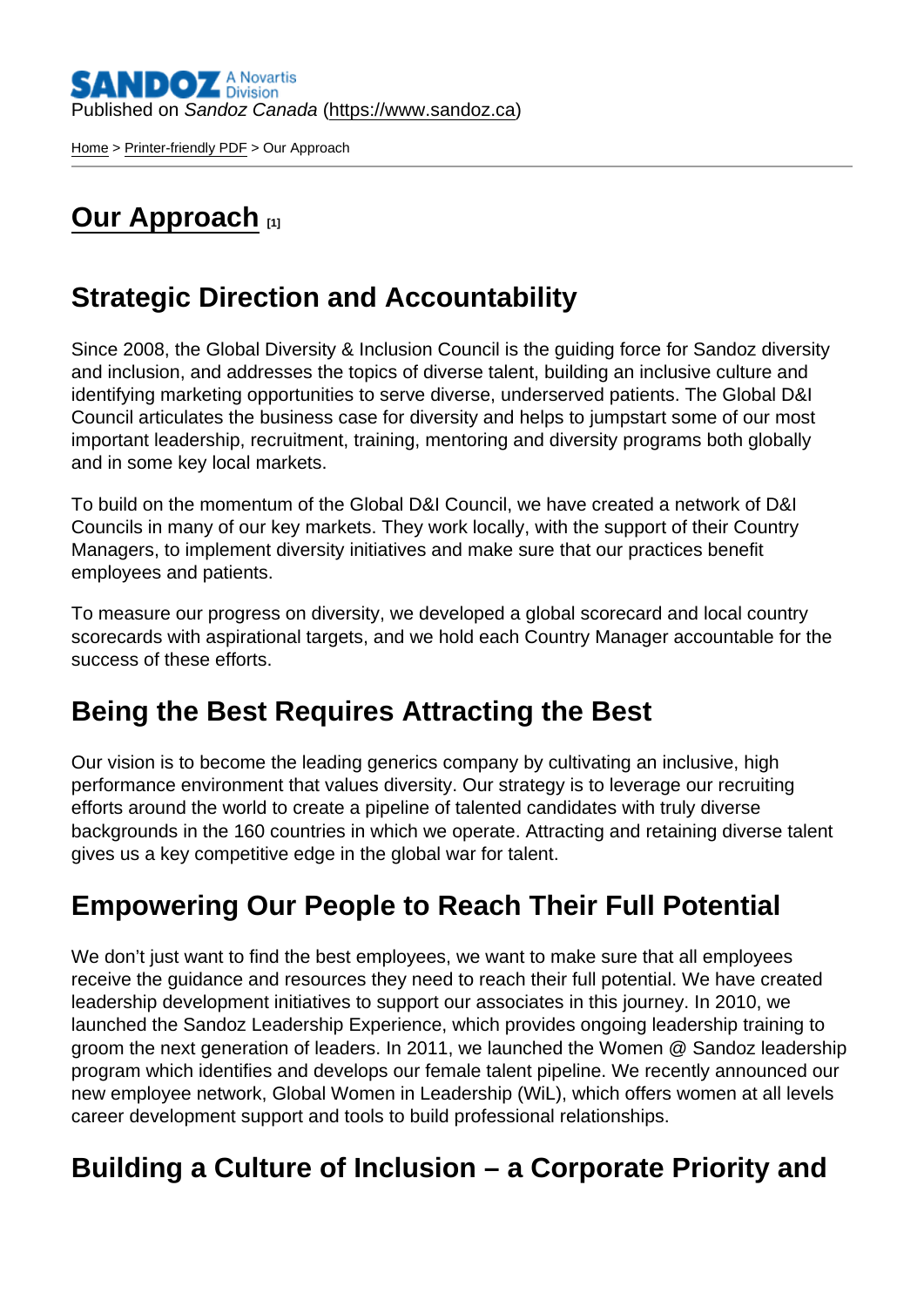Published on *Sandoz Canada* (https://www.sandoz.ca)

Home > Printer-friendly PDF > Our Approach

# Our Approach [1]

## Strategic Direction and Accountability

Since 2008, the Global Diversity & Inclusion Council is the guiding force for Sandoz diversity and inclusion, and addresses the topics of diverse talent, building an inclusive culture and identifying marketing opportunities to serve diverse, underserved patients. The Global D&I Council articulates the business case for diversity and helps to jumpstart some of our most important leadership, recruitment, training, mentoring and diversity programs both globally and in some key local markets.

To build on the momentum of the Global D&I Council, we have created a network of D&I Councils in many of our key markets. They work locally, with the support of their Country Managers, to implement diversity initiatives and make sure that our practices benefit employees and patients.

To measure our progress on diversity, we developed a global scorecard and local country scorecards with aspirational targets, and we hold each Country Manager accountable for the success of these efforts.

## Being the Best Requires Attracting the Best

Our vision is to become the leading generics company by cultivating an inclusive, high performance environment that values diversity. Our strategy is to leverage our recruiting efforts around the world to create a pipeline of talented candidates with truly diverse backgrounds in the 160 countries in which we operate. Attracting and retaining diverse talent gives us a key competitive edge in the global war for talent.

## Empowering Our People to Reach Their Full Potential

We don't just want to find the best employees, we want to make sure that all employees receive the guidance and resources they need to reach their full potential. We have created leadership development initiatives to support our associates in this journey. In 2010, we launched the Sandoz Leadership Experience, which provides ongoing leadership training to groom the next generation of leaders. In 2011, we launched the Women @ Sandoz leadership program which identifies and develops our female talent pipeline. We recently announced our new employee network, Global Women in Leadership (WiL), which offers women at all levels career development support and tools to build professional relationships.

## Building a Culture of Inclusion – a Corporate Priority and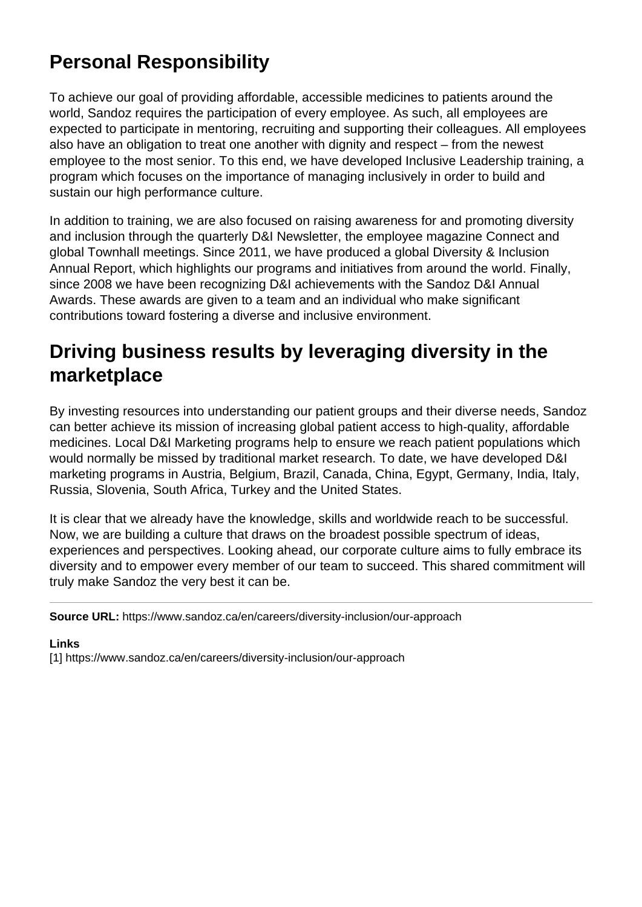## Personal Responsibility

To achieve our goal of providing affordable, accessible medicines to patients around the world, Sandoz requires the participation of every employee. As such, all employees are expected to participate in mentoring, recruiting and supporting their colleagues. All employees also have an obligation to treat one another with dignity and respect – from the newest employee to the most senior. To this end, we have developed Inclusive Leadership training, a program which focuses on the importance of managing inclusively in order to build and sustain our high performance culture.

In addition to training, we are also focused on raising awareness for and promoting diversity and inclusion through the quarterly D&I Newsletter, the employee magazine Connect and global Townhall meetings. Since 2011, we have produced a global Diversity & Inclusion Annual Report, which highlights our programs and initiatives from around the world. Finally, since 2008 we have been recognizing D&I achievements with the Sandoz D&I Annual Awards. These awards are given to a team and an individual who make significant contributions toward fostering a diverse and inclusive environment.

## Driving business results by leveraging diversity in the marketplace

By investing resources into understanding our patient groups and their diverse needs, Sandoz can better achieve its mission of increasing global patient access to high-quality, affordable medicines. Local D&I Marketing programs help to ensure we reach patient populations which would normally be missed by traditional market research. To date, we have developed D&I marketing programs in Austria, Belgium, Brazil, Canada, China, Egypt, Germany, India, Italy, Russia, Slovenia, South Africa, Turkey and the United States.

It is clear that we already have the knowledge, skills and worldwide reach to be successful. Now, we are building a culture that draws on the broadest possible spectrum of ideas, experiences and perspectives. Looking ahead, our corporate culture aims to fully embrace its diversity and to empower every member of our team to succeed. This shared commitment will truly make Sandoz the very best it can be.

---

**Source URL:** https://www.sandoz.ca/en/careers/diversity-inclusion/our-approach

**Links**
[1] https://www.sandoz.ca/en/careers/diversity-inclusion/our-approach